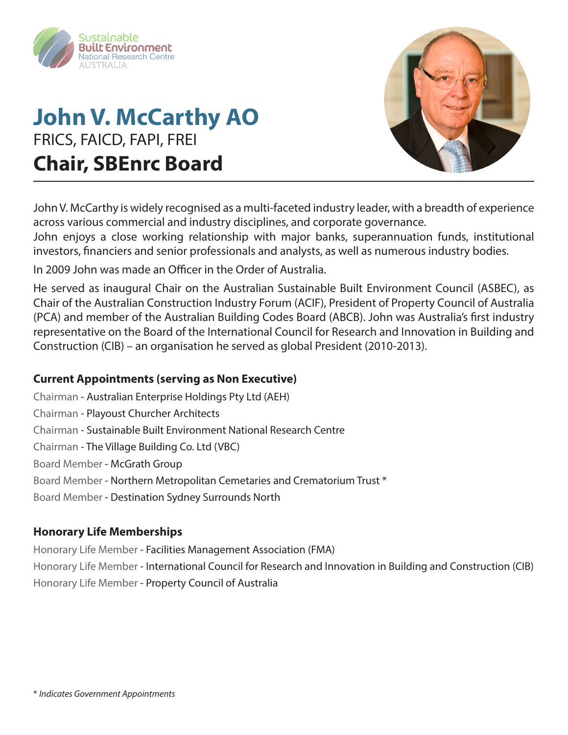Sustainable Built Environment National Research Centre AUSTRALIA

# John V. McCarthy AO

FRICS, FAICD, FAPI, FREI

## Chair, SBEnrc Board

John V. McCarthy is widely recognised as a multi-faceted industry leader, with a breadth of experience across various commercial and industry disciplines, and corporate governance.
John enjoys a close working relationship with major banks, superannuation funds, institutional investors, financiers and senior professionals and analysts, as well as numerous industry bodies.

In 2009 John was made an Officer in the Order of Australia.

He served as inaugural Chair on the Australian Sustainable Built Environment Council (ASBEC), as Chair of the Australian Construction Industry Forum (ACIF), President of Property Council of Australia (PCA) and member of the Australian Building Codes Board (ABCB). John was Australia's first industry representative on the Board of the International Council for Research and Innovation in Building and Construction (CIB) – an organisation he served as global President (2010-2013).

### Current Appointments (serving as Non Executive)

Chairman - Australian Enterprise Holdings Pty Ltd (AEH)

Chairman - Playoust Churcher Architects

Chairman - Sustainable Built Environment National Research Centre

Chairman - The Village Building Co. Ltd (VBC)

Board Member - McGrath Group

Board Member - Northern Metropolitan Cemetaries and Crematorium Trust *

Board Member - Destination Sydney Surrounds North

### Honorary Life Memberships

Honorary Life Member - Facilities Management Association (FMA)

Honorary Life Member - International Council for Research and Innovation in Building and Construction (CIB)

Honorary Life Member - Property Council of Australia

*\* Indicates Government Appointments*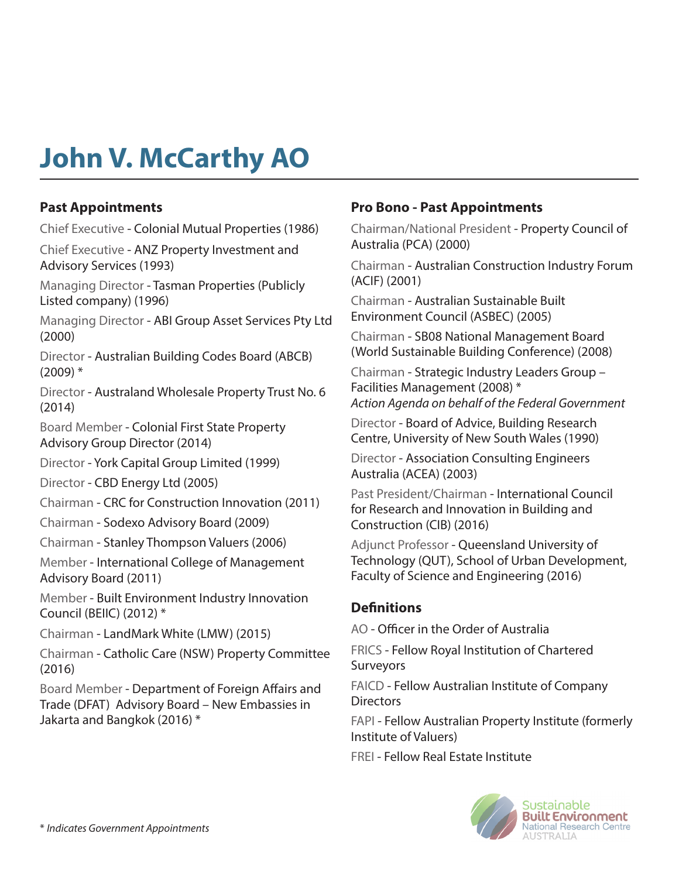# John V. McCarthy AO

## Past Appointments

Chief Executive - Colonial Mutual Properties (1986)

Chief Executive - ANZ Property Investment and Advisory Services (1993)

Managing Director - Tasman Properties (Publicly Listed company) (1996)

Managing Director - ABI Group Asset Services Pty Ltd (2000)

Director - Australian Building Codes Board (ABCB) (2009) *

Director - Australand Wholesale Property Trust No. 6 (2014)

Board Member - Colonial First State Property Advisory Group Director (2014)

Director - York Capital Group Limited (1999)

Director - CBD Energy Ltd (2005)

Chairman - CRC for Construction Innovation (2011)

Chairman - Sodexo Advisory Board (2009)

Chairman - Stanley Thompson Valuers (2006)

Member - International College of Management Advisory Board (2011)

Member - Built Environment Industry Innovation Council (BEIIC) (2012) *

Chairman - LandMark White (LMW) (2015)

Chairman - Catholic Care (NSW) Property Committee (2016)

Board Member - Department of Foreign Affairs and Trade (DFAT) Advisory Board – New Embassies in Jakarta and Bangkok (2016) *

## Pro Bono - Past Appointments

Chairman/National President - Property Council of Australia (PCA) (2000)

Chairman - Australian Construction Industry Forum (ACIF) (2001)

Chairman - Australian Sustainable Built Environment Council (ASBEC) (2005)

Chairman - SB08 National Management Board (World Sustainable Building Conference) (2008)

Chairman - Strategic Industry Leaders Group – Facilities Management (2008) *
*Action Agenda on behalf of the Federal Government*

Director - Board of Advice, Building Research Centre, University of New South Wales (1990)

Director - Association Consulting Engineers Australia (ACEA) (2003)

Past President/Chairman - International Council for Research and Innovation in Building and Construction (CIB) (2016)

Adjunct Professor - Queensland University of Technology (QUT), School of Urban Development, Faculty of Science and Engineering (2016)

## Definitions

AO - Officer in the Order of Australia

FRICS - Fellow Royal Institution of Chartered Surveyors

FAICD - Fellow Australian Institute of Company Directors

FAPI - Fellow Australian Property Institute (formerly Institute of Valuers)

FREI - Fellow Real Estate Institute

*\* Indicates Government Appointments*

Sustainable Built Environment National Research Centre AUSTRALIA